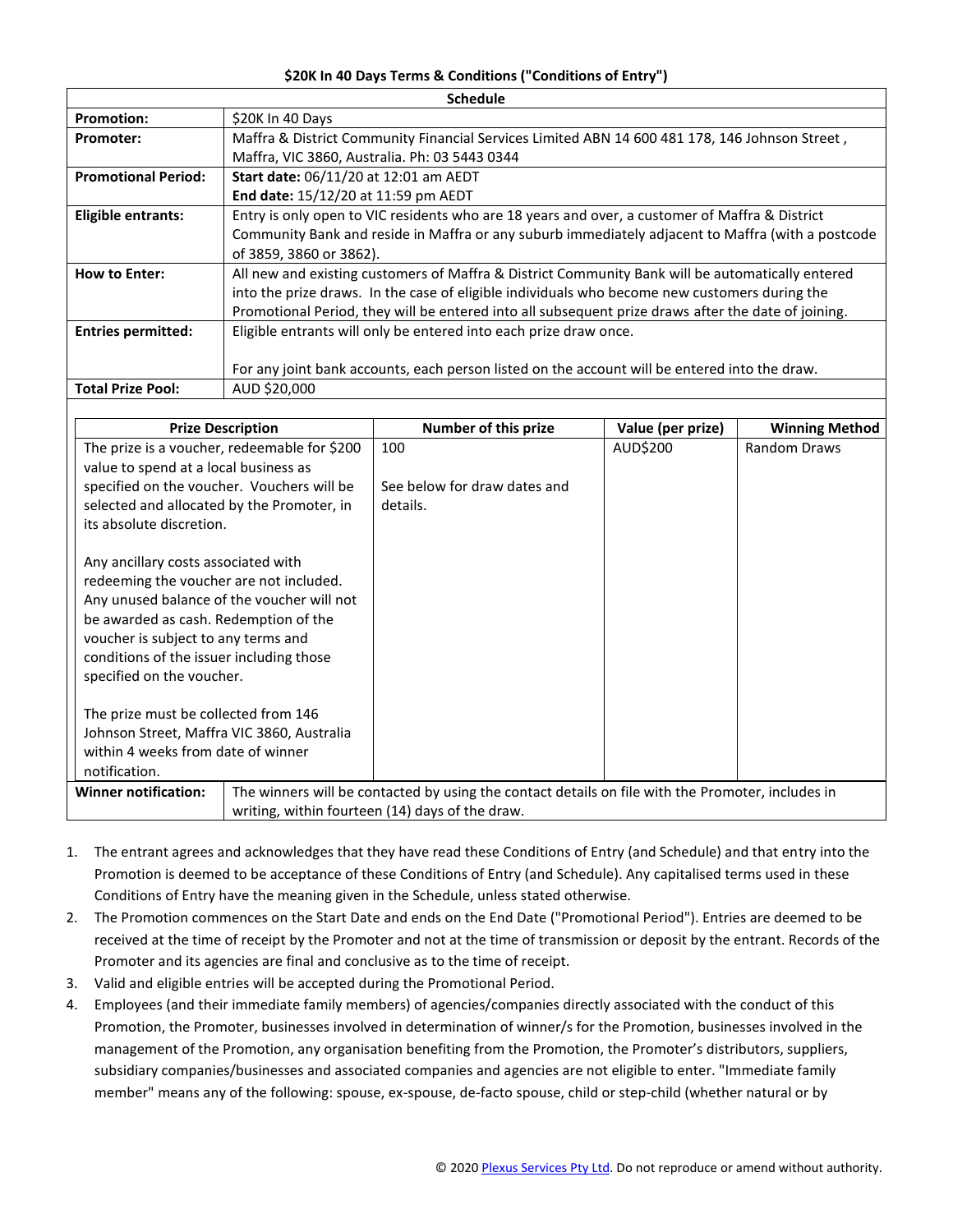**$20K In 40 Days Terms & Conditions ("Conditions of Entry")**

| Schedule | |
|---|---|
| **Promotion:** | $20K In 40 Days |
| **Promoter:** | Maffra & District Community Financial Services Limited ABN 14 600 481 178, 146 Johnson Street , Maffra, VIC 3860, Australia. Ph: 03 5443 0344 |
| **Promotional Period:** | **Start date:** 06/11/20 at 12:01 am AEDT<br>**End date:** 15/12/20 at 11:59 pm AEDT |
| **Eligible entrants:** | Entry is only open to VIC residents who are 18 years and over, a customer of Maffra & District Community Bank and reside in Maffra or any suburb immediately adjacent to Maffra (with a postcode of 3859, 3860 or 3862). |
| **How to Enter:** | All new and existing customers of Maffra & District Community Bank will be automatically entered into the prize draws. In the case of eligible individuals who become new customers during the Promotional Period, they will be entered into all subsequent prize draws after the date of joining. |
| **Entries permitted:** | Eligible entrants will only be entered into each prize draw once.<br><br>For any joint bank accounts, each person listed on the account will be entered into the draw. |
| **Total Prize Pool:** | AUD $20,000 |

| Prize Description | Number of this prize | Value (per prize) | Winning Method |
|---|---|---|---|
| The prize is a voucher, redeemable for $200 value to spend at a local business as specified on the voucher. Vouchers will be selected and allocated by the Promoter, in its absolute discretion.<br><br>Any ancillary costs associated with redeeming the voucher are not included. Any unused balance of the voucher will not be awarded as cash. Redemption of the voucher is subject to any terms and conditions of the issuer including those specified on the voucher.<br><br>The prize must be collected from 146 Johnson Street, Maffra VIC 3860, Australia within 4 weeks from date of winner notification. | 100<br><br>See below for draw dates and details. | AUD$200 | Random Draws |

| | |
|---|---|
| **Winner notification:** | The winners will be contacted by using the contact details on file with the Promoter, includes in writing, within fourteen (14) days of the draw. |

1. The entrant agrees and acknowledges that they have read these Conditions of Entry (and Schedule) and that entry into the Promotion is deemed to be acceptance of these Conditions of Entry (and Schedule). Any capitalised terms used in these Conditions of Entry have the meaning given in the Schedule, unless stated otherwise.
2. The Promotion commences on the Start Date and ends on the End Date ("Promotional Period"). Entries are deemed to be received at the time of receipt by the Promoter and not at the time of transmission or deposit by the entrant. Records of the Promoter and its agencies are final and conclusive as to the time of receipt.
3. Valid and eligible entries will be accepted during the Promotional Period.
4. Employees (and their immediate family members) of agencies/companies directly associated with the conduct of this Promotion, the Promoter, businesses involved in determination of winner/s for the Promotion, businesses involved in the management of the Promotion, any organisation benefiting from the Promotion, the Promoter's distributors, suppliers, subsidiary companies/businesses and associated companies and agencies are not eligible to enter. "Immediate family member" means any of the following: spouse, ex-spouse, de-facto spouse, child or step-child (whether natural or by

© 2020 Plexus Services Pty Ltd. Do not reproduce or amend without authority.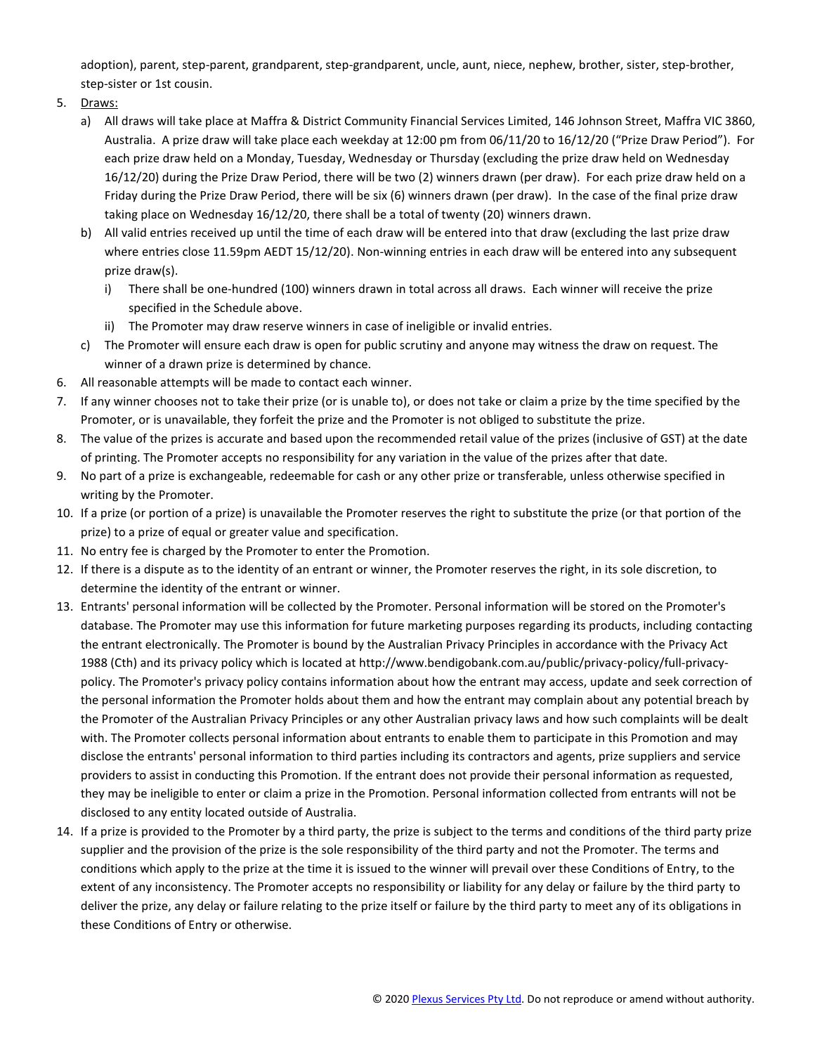adoption), parent, step-parent, grandparent, step-grandparent, uncle, aunt, niece, nephew, brother, sister, step-brother, step-sister or 1st cousin.

5. Draws:
   a) All draws will take place at Maffra & District Community Financial Services Limited, 146 Johnson Street, Maffra VIC 3860, Australia. A prize draw will take place each weekday at 12:00 pm from 06/11/20 to 16/12/20 ("Prize Draw Period"). For each prize draw held on a Monday, Tuesday, Wednesday or Thursday (excluding the prize draw held on Wednesday 16/12/20) during the Prize Draw Period, there will be two (2) winners drawn (per draw). For each prize draw held on a Friday during the Prize Draw Period, there will be six (6) winners drawn (per draw). In the case of the final prize draw taking place on Wednesday 16/12/20, there shall be a total of twenty (20) winners drawn.
   b) All valid entries received up until the time of each draw will be entered into that draw (excluding the last prize draw where entries close 11.59pm AEDT 15/12/20). Non-winning entries in each draw will be entered into any subsequent prize draw(s).
      i) There shall be one-hundred (100) winners drawn in total across all draws. Each winner will receive the prize specified in the Schedule above.
      ii) The Promoter may draw reserve winners in case of ineligible or invalid entries.
   c) The Promoter will ensure each draw is open for public scrutiny and anyone may witness the draw on request. The winner of a drawn prize is determined by chance.
6. All reasonable attempts will be made to contact each winner.
7. If any winner chooses not to take their prize (or is unable to), or does not take or claim a prize by the time specified by the Promoter, or is unavailable, they forfeit the prize and the Promoter is not obliged to substitute the prize.
8. The value of the prizes is accurate and based upon the recommended retail value of the prizes (inclusive of GST) at the date of printing. The Promoter accepts no responsibility for any variation in the value of the prizes after that date.
9. No part of a prize is exchangeable, redeemable for cash or any other prize or transferable, unless otherwise specified in writing by the Promoter.
10. If a prize (or portion of a prize) is unavailable the Promoter reserves the right to substitute the prize (or that portion of the prize) to a prize of equal or greater value and specification.
11. No entry fee is charged by the Promoter to enter the Promotion.
12. If there is a dispute as to the identity of an entrant or winner, the Promoter reserves the right, in its sole discretion, to determine the identity of the entrant or winner.
13. Entrants' personal information will be collected by the Promoter. Personal information will be stored on the Promoter's database. The Promoter may use this information for future marketing purposes regarding its products, including contacting the entrant electronically. The Promoter is bound by the Australian Privacy Principles in accordance with the Privacy Act 1988 (Cth) and its privacy policy which is located at http://www.bendigobank.com.au/public/privacy-policy/full-privacy-policy. The Promoter's privacy policy contains information about how the entrant may access, update and seek correction of the personal information the Promoter holds about them and how the entrant may complain about any potential breach by the Promoter of the Australian Privacy Principles or any other Australian privacy laws and how such complaints will be dealt with. The Promoter collects personal information about entrants to enable them to participate in this Promotion and may disclose the entrants' personal information to third parties including its contractors and agents, prize suppliers and service providers to assist in conducting this Promotion. If the entrant does not provide their personal information as requested, they may be ineligible to enter or claim a prize in the Promotion. Personal information collected from entrants will not be disclosed to any entity located outside of Australia.
14. If a prize is provided to the Promoter by a third party, the prize is subject to the terms and conditions of the third party prize supplier and the provision of the prize is the sole responsibility of the third party and not the Promoter. The terms and conditions which apply to the prize at the time it is issued to the winner will prevail over these Conditions of Entry, to the extent of any inconsistency. The Promoter accepts no responsibility or liability for any delay or failure by the third party to deliver the prize, any delay or failure relating to the prize itself or failure by the third party to meet any of its obligations in these Conditions of Entry or otherwise.

© 2020 Plexus Services Pty Ltd. Do not reproduce or amend without authority.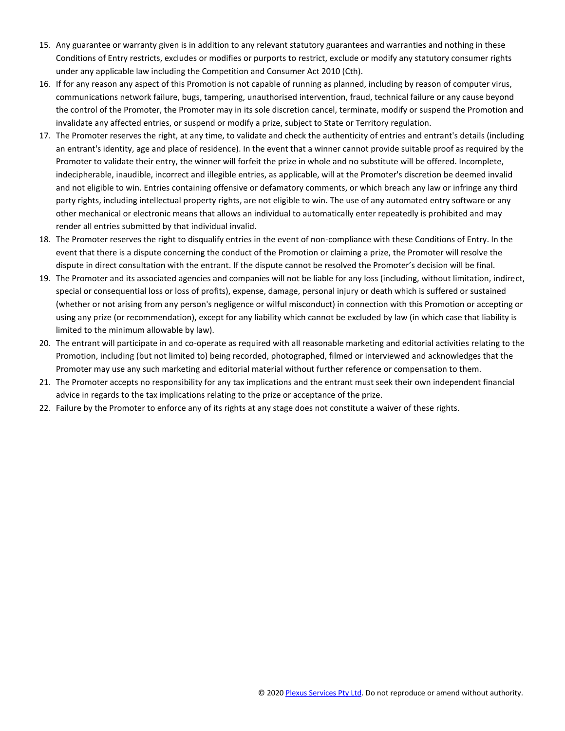15. Any guarantee or warranty given is in addition to any relevant statutory guarantees and warranties and nothing in these Conditions of Entry restricts, excludes or modifies or purports to restrict, exclude or modify any statutory consumer rights under any applicable law including the Competition and Consumer Act 2010 (Cth).
16. If for any reason any aspect of this Promotion is not capable of running as planned, including by reason of computer virus, communications network failure, bugs, tampering, unauthorised intervention, fraud, technical failure or any cause beyond the control of the Promoter, the Promoter may in its sole discretion cancel, terminate, modify or suspend the Promotion and invalidate any affected entries, or suspend or modify a prize, subject to State or Territory regulation.
17. The Promoter reserves the right, at any time, to validate and check the authenticity of entries and entrant's details (including an entrant's identity, age and place of residence). In the event that a winner cannot provide suitable proof as required by the Promoter to validate their entry, the winner will forfeit the prize in whole and no substitute will be offered. Incomplete, indecipherable, inaudible, incorrect and illegible entries, as applicable, will at the Promoter's discretion be deemed invalid and not eligible to win. Entries containing offensive or defamatory comments, or which breach any law or infringe any third party rights, including intellectual property rights, are not eligible to win. The use of any automated entry software or any other mechanical or electronic means that allows an individual to automatically enter repeatedly is prohibited and may render all entries submitted by that individual invalid.
18. The Promoter reserves the right to disqualify entries in the event of non-compliance with these Conditions of Entry. In the event that there is a dispute concerning the conduct of the Promotion or claiming a prize, the Promoter will resolve the dispute in direct consultation with the entrant. If the dispute cannot be resolved the Promoter's decision will be final.
19. The Promoter and its associated agencies and companies will not be liable for any loss (including, without limitation, indirect, special or consequential loss or loss of profits), expense, damage, personal injury or death which is suffered or sustained (whether or not arising from any person's negligence or wilful misconduct) in connection with this Promotion or accepting or using any prize (or recommendation), except for any liability which cannot be excluded by law (in which case that liability is limited to the minimum allowable by law).
20. The entrant will participate in and co-operate as required with all reasonable marketing and editorial activities relating to the Promotion, including (but not limited to) being recorded, photographed, filmed or interviewed and acknowledges that the Promoter may use any such marketing and editorial material without further reference or compensation to them.
21. The Promoter accepts no responsibility for any tax implications and the entrant must seek their own independent financial advice in regards to the tax implications relating to the prize or acceptance of the prize.
22. Failure by the Promoter to enforce any of its rights at any stage does not constitute a waiver of these rights.

© 2020 Plexus Services Pty Ltd. Do not reproduce or amend without authority.